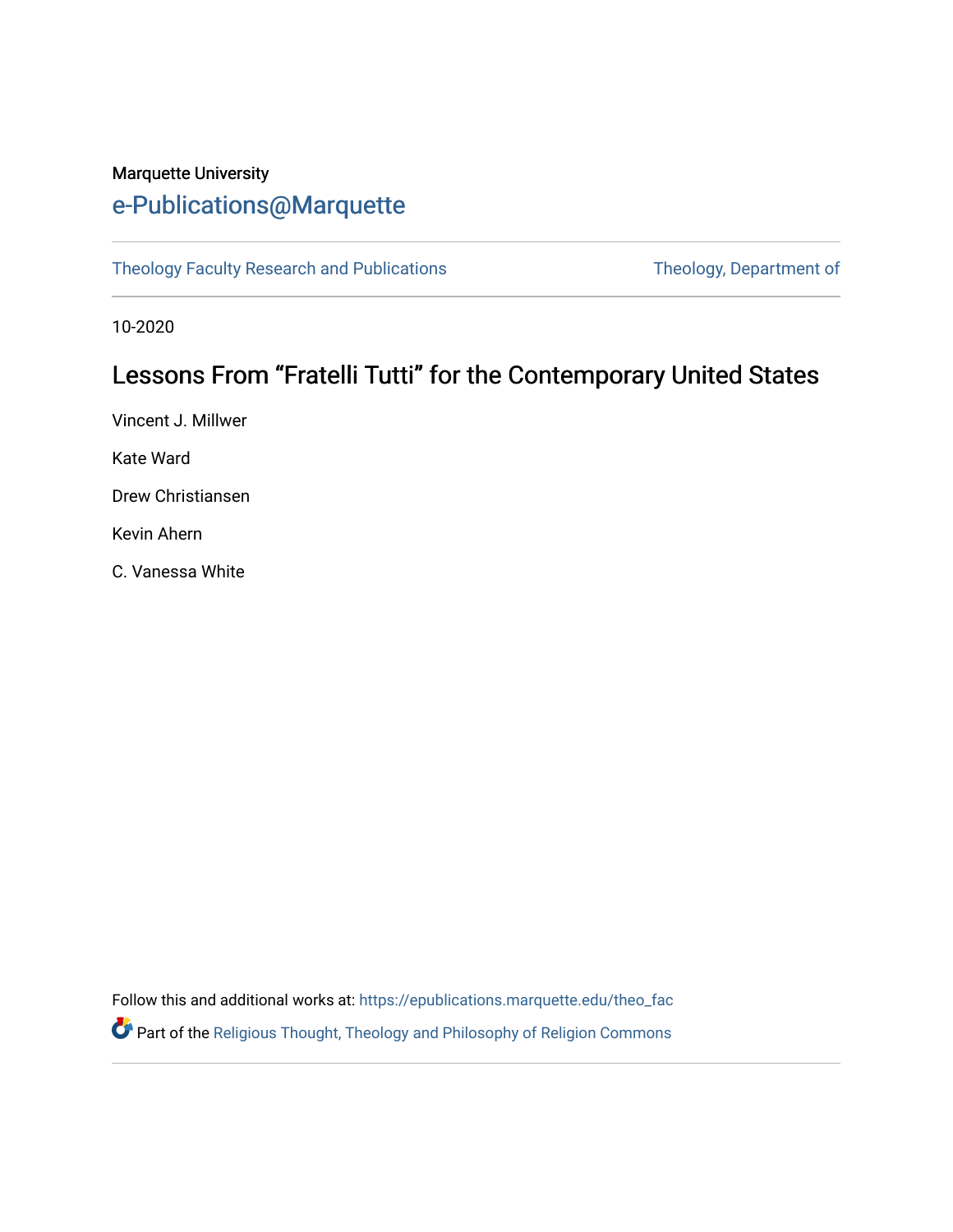Marquette University

# e-Publications@Marquette

Theology Faculty Research and Publications | Theology, Department of

10-2020

## Lessons From "Fratelli Tutti" for the Contemporary United States

Vincent J. Millwer

Kate Ward

Drew Christiansen

Kevin Ahern

C. Vanessa White

Follow this and additional works at: https://epublications.marquette.edu/theo_fac

Part of the Religious Thought, Theology and Philosophy of Religion Commons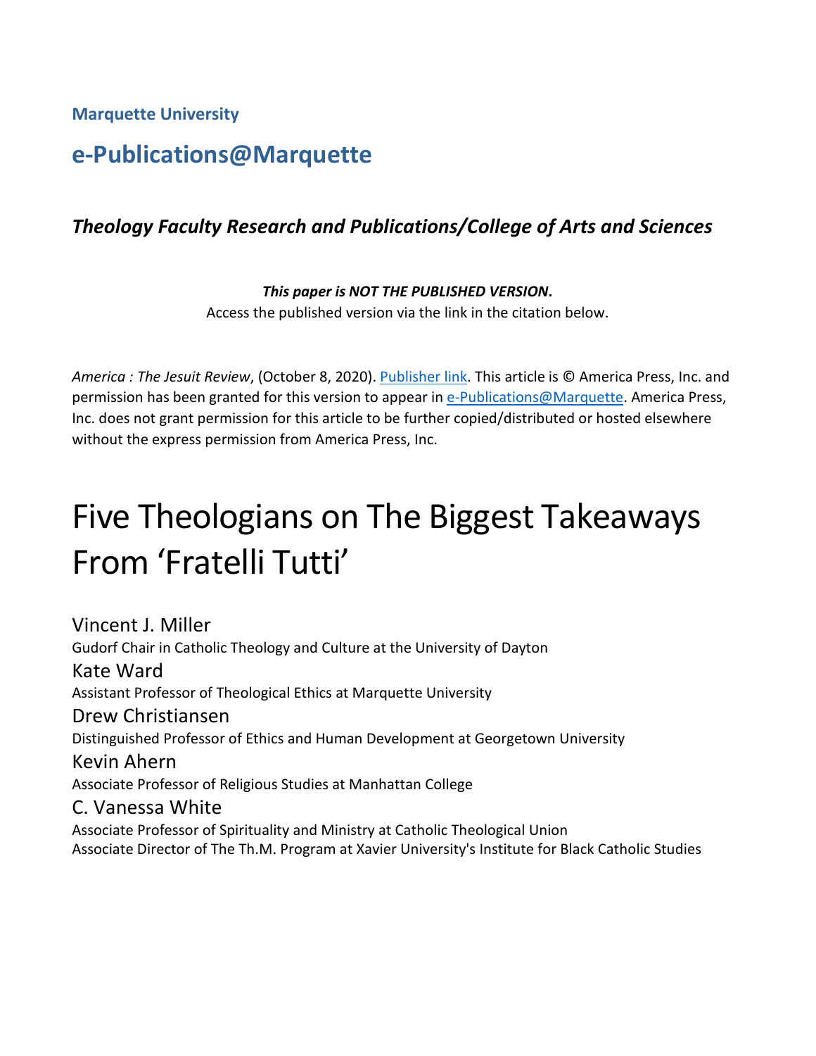**Marquette University**

## e-Publications@Marquette

### *Theology Faculty Research and Publications/College of Arts and Sciences*

***This paper is NOT THE PUBLISHED VERSION*.**
Access the published version via the link in the citation below.

*America : The Jesuit Review*, (October 8, 2020). Publisher link. This article is © America Press, Inc. and permission has been granted for this version to appear in e-Publications@Marquette. America Press, Inc. does not grant permission for this article to be further copied/distributed or hosted elsewhere without the express permission from America Press, Inc.

# Five Theologians on The Biggest Takeaways From 'Fratelli Tutti'

Vincent J. Miller
Gudorf Chair in Catholic Theology and Culture at the University of Dayton

Kate Ward
Assistant Professor of Theological Ethics at Marquette University

Drew Christiansen
Distinguished Professor of Ethics and Human Development at Georgetown University

Kevin Ahern
Associate Professor of Religious Studies at Manhattan College

C. Vanessa White
Associate Professor of Spirituality and Ministry at Catholic Theological Union
Associate Director of The Th.M. Program at Xavier University's Institute for Black Catholic Studies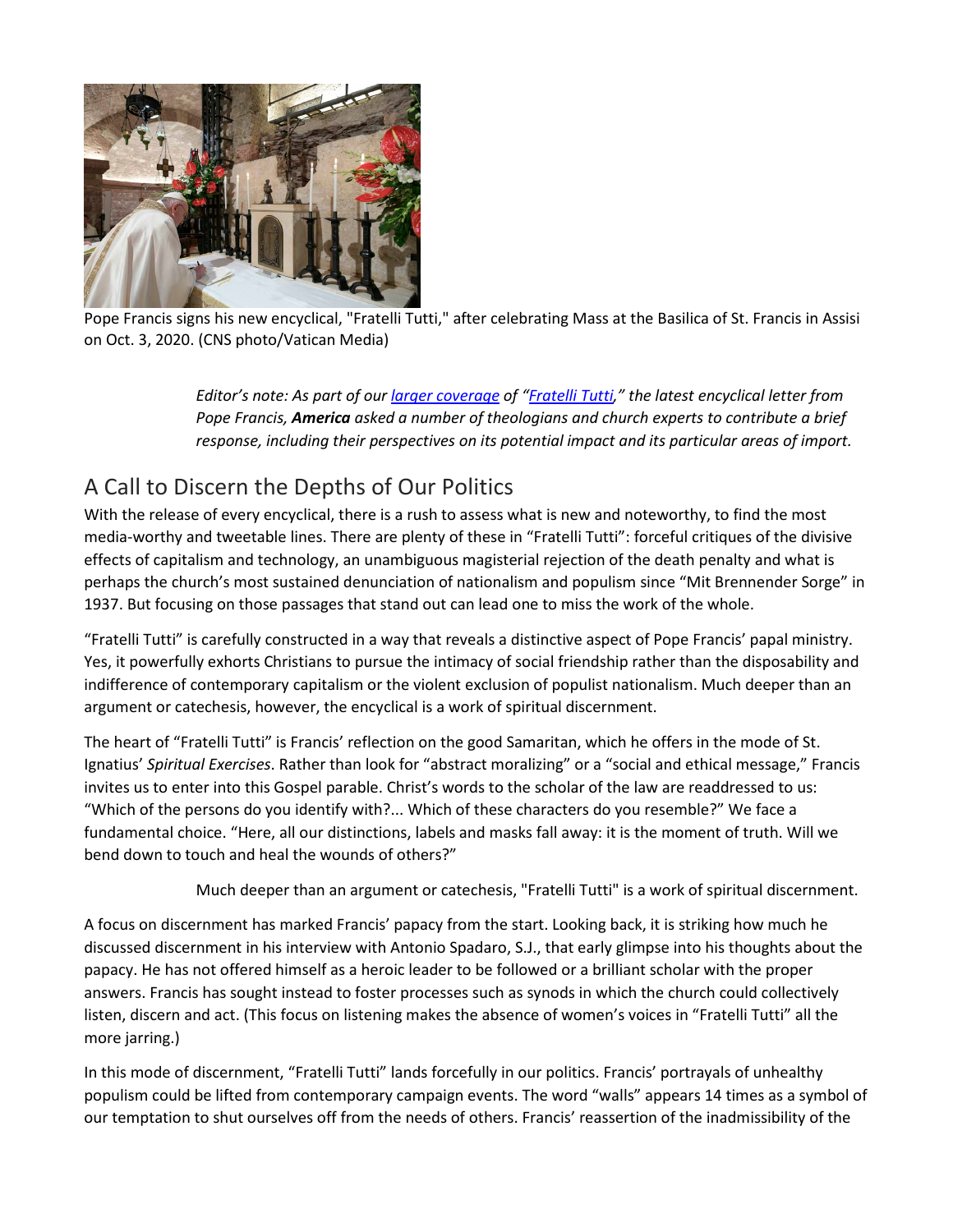Pope Francis signs his new encyclical, "Fratelli Tutti," after celebrating Mass at the Basilica of St. Francis in Assisi on Oct. 3, 2020. (CNS photo/Vatican Media)

*Editor's note: As part of our larger coverage of "Fratelli Tutti," the latest encyclical letter from Pope Francis, **America** asked a number of theologians and church experts to contribute a brief response, including their perspectives on its potential impact and its particular areas of import.*

## A Call to Discern the Depths of Our Politics

With the release of every encyclical, there is a rush to assess what is new and noteworthy, to find the most media-worthy and tweetable lines. There are plenty of these in "Fratelli Tutti": forceful critiques of the divisive effects of capitalism and technology, an unambiguous magisterial rejection of the death penalty and what is perhaps the church's most sustained denunciation of nationalism and populism since "Mit Brennender Sorge" in 1937. But focusing on those passages that stand out can lead one to miss the work of the whole.

"Fratelli Tutti" is carefully constructed in a way that reveals a distinctive aspect of Pope Francis' papal ministry. Yes, it powerfully exhorts Christians to pursue the intimacy of social friendship rather than the disposability and indifference of contemporary capitalism or the violent exclusion of populist nationalism. Much deeper than an argument or catechesis, however, the encyclical is a work of spiritual discernment.

The heart of "Fratelli Tutti" is Francis' reflection on the good Samaritan, which he offers in the mode of St. Ignatius' *Spiritual Exercises*. Rather than look for "abstract moralizing" or a "social and ethical message," Francis invites us to enter into this Gospel parable. Christ's words to the scholar of the law are readdressed to us: "Which of the persons do you identify with?... Which of these characters do you resemble?" We face a fundamental choice. "Here, all our distinctions, labels and masks fall away: it is the moment of truth. Will we bend down to touch and heal the wounds of others?"

> Much deeper than an argument or catechesis, "Fratelli Tutti" is a work of spiritual discernment.

A focus on discernment has marked Francis' papacy from the start. Looking back, it is striking how much he discussed discernment in his interview with Antonio Spadaro, S.J., that early glimpse into his thoughts about the papacy. He has not offered himself as a heroic leader to be followed or a brilliant scholar with the proper answers. Francis has sought instead to foster processes such as synods in which the church could collectively listen, discern and act. (This focus on listening makes the absence of women's voices in "Fratelli Tutti" all the more jarring.)

In this mode of discernment, "Fratelli Tutti" lands forcefully in our politics. Francis' portrayals of unhealthy populism could be lifted from contemporary campaign events. The word "walls" appears 14 times as a symbol of our temptation to shut ourselves off from the needs of others. Francis' reassertion of the inadmissibility of the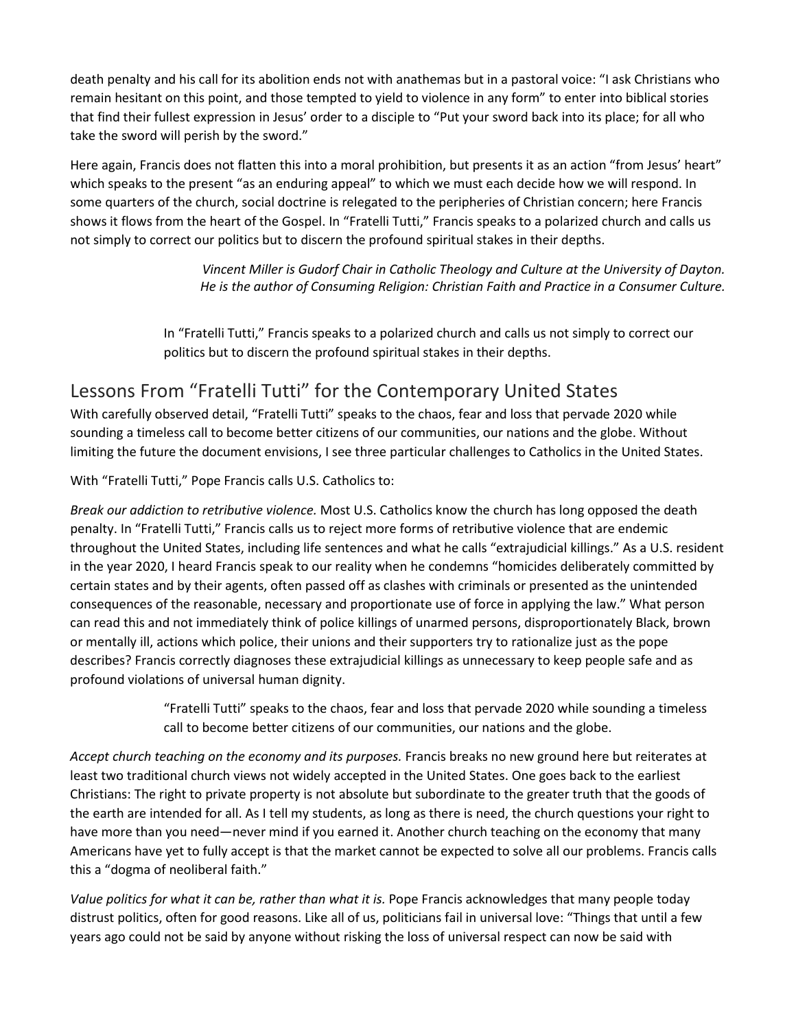death penalty and his call for its abolition ends not with anathemas but in a pastoral voice: "I ask Christians who remain hesitant on this point, and those tempted to yield to violence in any form" to enter into biblical stories that find their fullest expression in Jesus' order to a disciple to "Put your sword back into its place; for all who take the sword will perish by the sword."

Here again, Francis does not flatten this into a moral prohibition, but presents it as an action "from Jesus' heart" which speaks to the present "as an enduring appeal" to which we must each decide how we will respond. In some quarters of the church, social doctrine is relegated to the peripheries of Christian concern; here Francis shows it flows from the heart of the Gospel. In "Fratelli Tutti," Francis speaks to a polarized church and calls us not simply to correct our politics but to discern the profound spiritual stakes in their depths.

*Vincent Miller is Gudorf Chair in Catholic Theology and Culture at the University of Dayton. He is the author of Consuming Religion: Christian Faith and Practice in a Consumer Culture.*

> In "Fratelli Tutti," Francis speaks to a polarized church and calls us not simply to correct our politics but to discern the profound spiritual stakes in their depths.

## Lessons From "Fratelli Tutti" for the Contemporary United States

With carefully observed detail, "Fratelli Tutti" speaks to the chaos, fear and loss that pervade 2020 while sounding a timeless call to become better citizens of our communities, our nations and the globe. Without limiting the future the document envisions, I see three particular challenges to Catholics in the United States.

With "Fratelli Tutti," Pope Francis calls U.S. Catholics to:

*Break our addiction to retributive violence.* Most U.S. Catholics know the church has long opposed the death penalty. In "Fratelli Tutti," Francis calls us to reject more forms of retributive violence that are endemic throughout the United States, including life sentences and what he calls "extrajudicial killings." As a U.S. resident in the year 2020, I heard Francis speak to our reality when he condemns "homicides deliberately committed by certain states and by their agents, often passed off as clashes with criminals or presented as the unintended consequences of the reasonable, necessary and proportionate use of force in applying the law." What person can read this and not immediately think of police killings of unarmed persons, disproportionately Black, brown or mentally ill, actions which police, their unions and their supporters try to rationalize just as the pope describes? Francis correctly diagnoses these extrajudicial killings as unnecessary to keep people safe and as profound violations of universal human dignity.

> "Fratelli Tutti" speaks to the chaos, fear and loss that pervade 2020 while sounding a timeless call to become better citizens of our communities, our nations and the globe.

*Accept church teaching on the economy and its purposes.* Francis breaks no new ground here but reiterates at least two traditional church views not widely accepted in the United States. One goes back to the earliest Christians: The right to private property is not absolute but subordinate to the greater truth that the goods of the earth are intended for all. As I tell my students, as long as there is need, the church questions your right to have more than you need—never mind if you earned it. Another church teaching on the economy that many Americans have yet to fully accept is that the market cannot be expected to solve all our problems. Francis calls this a "dogma of neoliberal faith."

*Value politics for what it can be, rather than what it is.* Pope Francis acknowledges that many people today distrust politics, often for good reasons. Like all of us, politicians fail in universal love: "Things that until a few years ago could not be said by anyone without risking the loss of universal respect can now be said with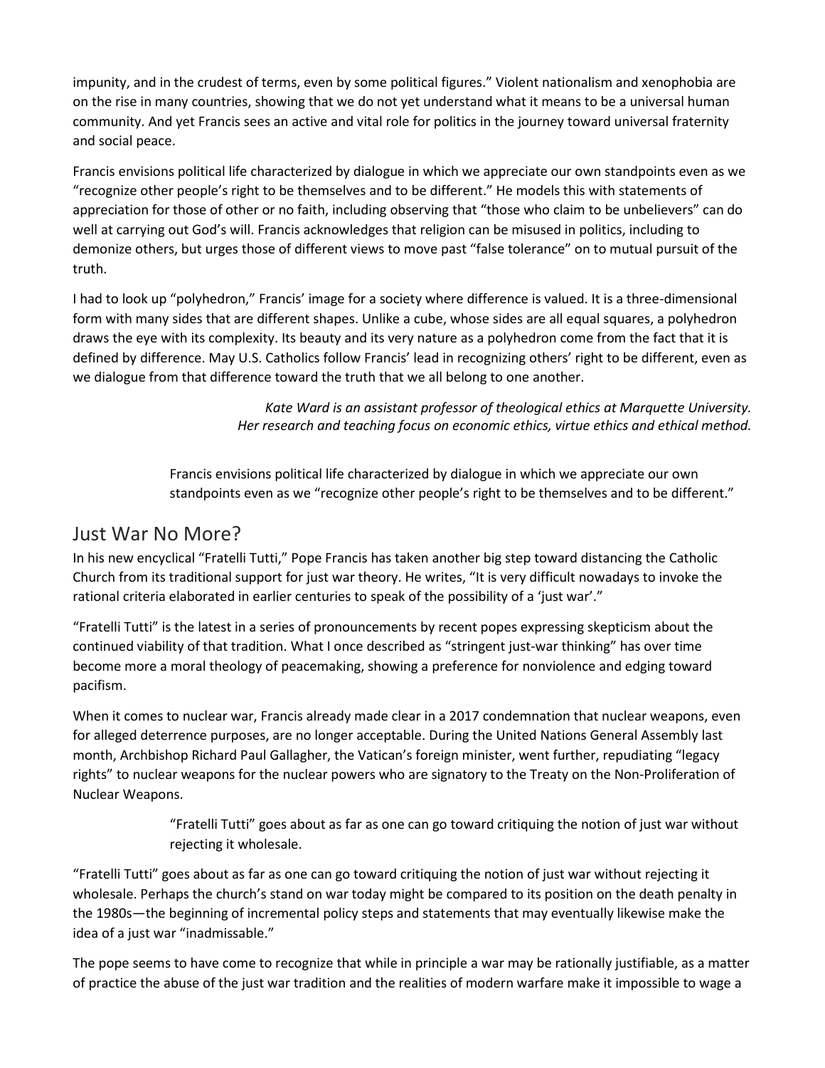impunity, and in the crudest of terms, even by some political figures." Violent nationalism and xenophobia are on the rise in many countries, showing that we do not yet understand what it means to be a universal human community. And yet Francis sees an active and vital role for politics in the journey toward universal fraternity and social peace.

Francis envisions political life characterized by dialogue in which we appreciate our own standpoints even as we "recognize other people's right to be themselves and to be different." He models this with statements of appreciation for those of other or no faith, including observing that "those who claim to be unbelievers" can do well at carrying out God's will. Francis acknowledges that religion can be misused in politics, including to demonize others, but urges those of different views to move past "false tolerance" on to mutual pursuit of the truth.

I had to look up "polyhedron," Francis' image for a society where difference is valued. It is a three-dimensional form with many sides that are different shapes. Unlike a cube, whose sides are all equal squares, a polyhedron draws the eye with its complexity. Its beauty and its very nature as a polyhedron come from the fact that it is defined by difference. May U.S. Catholics follow Francis' lead in recognizing others' right to be different, even as we dialogue from that difference toward the truth that we all belong to one another.

*Kate Ward is an assistant professor of theological ethics at Marquette University. Her research and teaching focus on economic ethics, virtue ethics and ethical method.*

> Francis envisions political life characterized by dialogue in which we appreciate our own standpoints even as we "recognize other people's right to be themselves and to be different."

## Just War No More?

In his new encyclical "Fratelli Tutti," Pope Francis has taken another big step toward distancing the Catholic Church from its traditional support for just war theory. He writes, "It is very difficult nowadays to invoke the rational criteria elaborated in earlier centuries to speak of the possibility of a 'just war'."

"Fratelli Tutti" is the latest in a series of pronouncements by recent popes expressing skepticism about the continued viability of that tradition. What I once described as "stringent just-war thinking" has over time become more a moral theology of peacemaking, showing a preference for nonviolence and edging toward pacifism.

When it comes to nuclear war, Francis already made clear in a 2017 condemnation that nuclear weapons, even for alleged deterrence purposes, are no longer acceptable. During the United Nations General Assembly last month, Archbishop Richard Paul Gallagher, the Vatican's foreign minister, went further, repudiating "legacy rights" to nuclear weapons for the nuclear powers who are signatory to the Treaty on the Non-Proliferation of Nuclear Weapons.

> "Fratelli Tutti" goes about as far as one can go toward critiquing the notion of just war without rejecting it wholesale.

"Fratelli Tutti" goes about as far as one can go toward critiquing the notion of just war without rejecting it wholesale. Perhaps the church's stand on war today might be compared to its position on the death penalty in the 1980s—the beginning of incremental policy steps and statements that may eventually likewise make the idea of a just war "inadmissable."

The pope seems to have come to recognize that while in principle a war may be rationally justifiable, as a matter of practice the abuse of the just war tradition and the realities of modern warfare make it impossible to wage a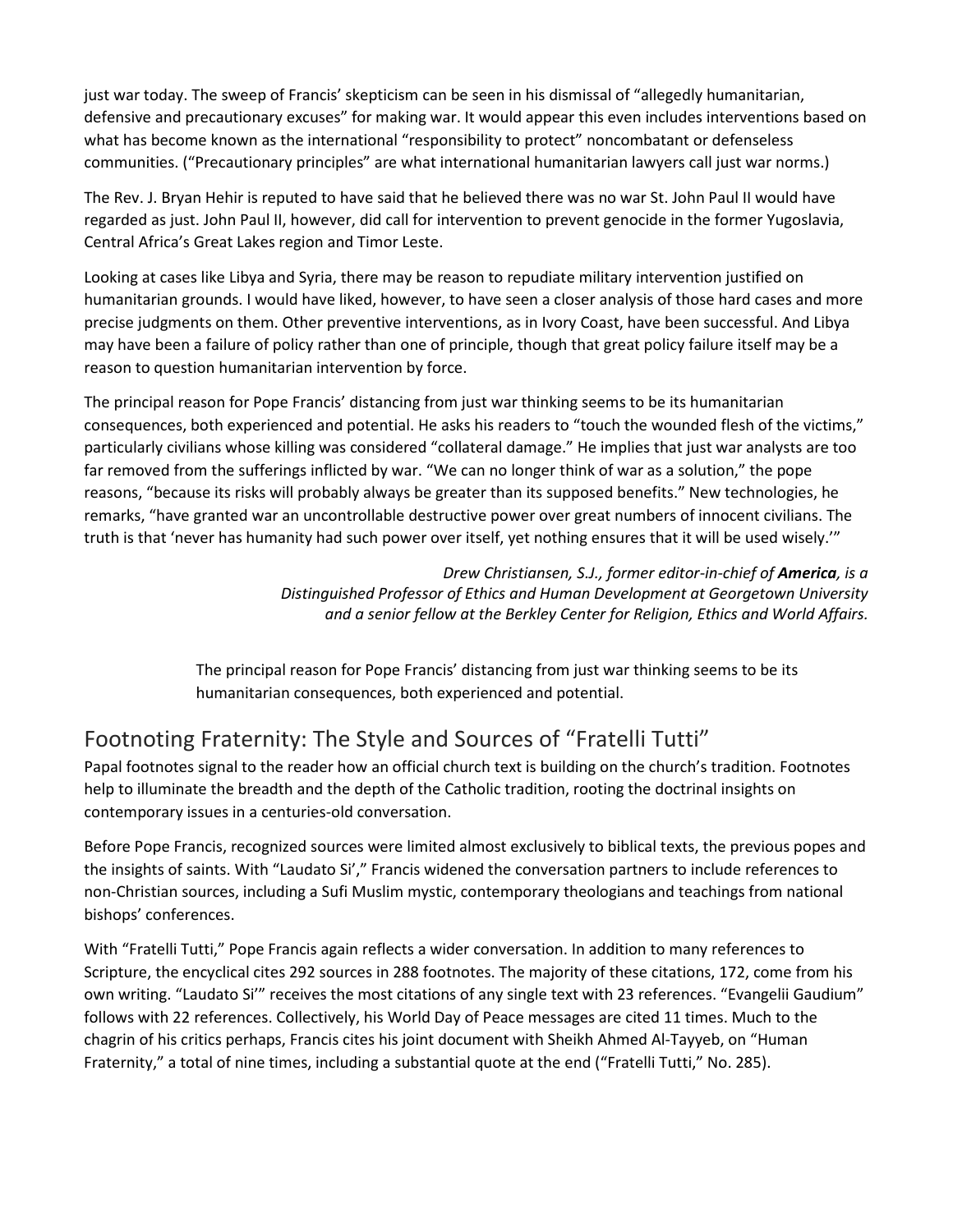just war today. The sweep of Francis' skepticism can be seen in his dismissal of "allegedly humanitarian, defensive and precautionary excuses" for making war. It would appear this even includes interventions based on what has become known as the international "responsibility to protect" noncombatant or defenseless communities. ("Precautionary principles" are what international humanitarian lawyers call just war norms.)

The Rev. J. Bryan Hehir is reputed to have said that he believed there was no war St. John Paul II would have regarded as just. John Paul II, however, did call for intervention to prevent genocide in the former Yugoslavia, Central Africa's Great Lakes region and Timor Leste.

Looking at cases like Libya and Syria, there may be reason to repudiate military intervention justified on humanitarian grounds. I would have liked, however, to have seen a closer analysis of those hard cases and more precise judgments on them. Other preventive interventions, as in Ivory Coast, have been successful. And Libya may have been a failure of policy rather than one of principle, though that great policy failure itself may be a reason to question humanitarian intervention by force.

The principal reason for Pope Francis' distancing from just war thinking seems to be its humanitarian consequences, both experienced and potential. He asks his readers to "touch the wounded flesh of the victims," particularly civilians whose killing was considered "collateral damage." He implies that just war analysts are too far removed from the sufferings inflicted by war. "We can no longer think of war as a solution," the pope reasons, "because its risks will probably always be greater than its supposed benefits." New technologies, he remarks, "have granted war an uncontrollable destructive power over great numbers of innocent civilians. The truth is that 'never has humanity had such power over itself, yet nothing ensures that it will be used wisely.'"

*Drew Christiansen, S.J., former editor-in-chief of **America**, is a Distinguished Professor of Ethics and Human Development at Georgetown University and a senior fellow at the Berkley Center for Religion, Ethics and World Affairs.*

> The principal reason for Pope Francis' distancing from just war thinking seems to be its humanitarian consequences, both experienced and potential.

## Footnoting Fraternity: The Style and Sources of "Fratelli Tutti"

Papal footnotes signal to the reader how an official church text is building on the church's tradition. Footnotes help to illuminate the breadth and the depth of the Catholic tradition, rooting the doctrinal insights on contemporary issues in a centuries-old conversation.

Before Pope Francis, recognized sources were limited almost exclusively to biblical texts, the previous popes and the insights of saints. With "Laudato Si'," Francis widened the conversation partners to include references to non-Christian sources, including a Sufi Muslim mystic, contemporary theologians and teachings from national bishops' conferences.

With "Fratelli Tutti," Pope Francis again reflects a wider conversation. In addition to many references to Scripture, the encyclical cites 292 sources in 288 footnotes. The majority of these citations, 172, come from his own writing. "Laudato Si'" receives the most citations of any single text with 23 references. "Evangelii Gaudium" follows with 22 references. Collectively, his World Day of Peace messages are cited 11 times. Much to the chagrin of his critics perhaps, Francis cites his joint document with Sheikh Ahmed Al-Tayyeb, on "Human Fraternity," a total of nine times, including a substantial quote at the end ("Fratelli Tutti," No. 285).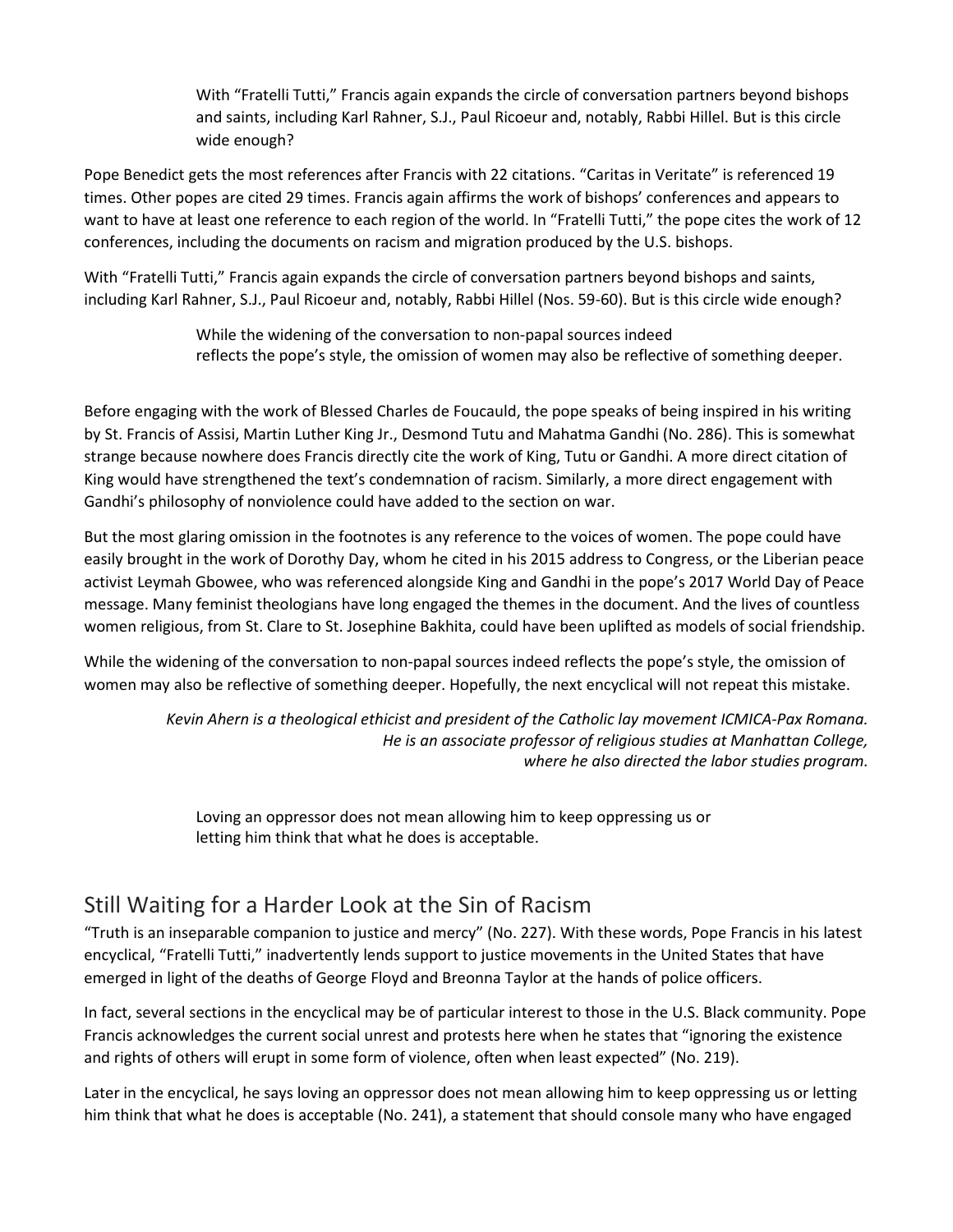> With "Fratelli Tutti," Francis again expands the circle of conversation partners beyond bishops and saints, including Karl Rahner, S.J., Paul Ricoeur and, notably, Rabbi Hillel. But is this circle wide enough?

Pope Benedict gets the most references after Francis with 22 citations. "Caritas in Veritate" is referenced 19 times. Other popes are cited 29 times. Francis again affirms the work of bishops' conferences and appears to want to have at least one reference to each region of the world. In "Fratelli Tutti," the pope cites the work of 12 conferences, including the documents on racism and migration produced by the U.S. bishops.

With "Fratelli Tutti," Francis again expands the circle of conversation partners beyond bishops and saints, including Karl Rahner, S.J., Paul Ricoeur and, notably, Rabbi Hillel (Nos. 59-60). But is this circle wide enough?

> While the widening of the conversation to non-papal sources indeed reflects the pope's style, the omission of women may also be reflective of something deeper.

Before engaging with the work of Blessed Charles de Foucauld, the pope speaks of being inspired in his writing by St. Francis of Assisi, Martin Luther King Jr., Desmond Tutu and Mahatma Gandhi (No. 286). This is somewhat strange because nowhere does Francis directly cite the work of King, Tutu or Gandhi. A more direct citation of King would have strengthened the text's condemnation of racism. Similarly, a more direct engagement with Gandhi's philosophy of nonviolence could have added to the section on war.

But the most glaring omission in the footnotes is any reference to the voices of women. The pope could have easily brought in the work of Dorothy Day, whom he cited in his 2015 address to Congress, or the Liberian peace activist Leymah Gbowee, who was referenced alongside King and Gandhi in the pope's 2017 World Day of Peace message. Many feminist theologians have long engaged the themes in the document. And the lives of countless women religious, from St. Clare to St. Josephine Bakhita, could have been uplifted as models of social friendship.

While the widening of the conversation to non-papal sources indeed reflects the pope's style, the omission of women may also be reflective of something deeper. Hopefully, the next encyclical will not repeat this mistake.

*Kevin Ahern is a theological ethicist and president of the Catholic lay movement ICMICA-Pax Romana. He is an associate professor of religious studies at Manhattan College, where he also directed the labor studies program.*

> Loving an oppressor does not mean allowing him to keep oppressing us or letting him think that what he does is acceptable.

## Still Waiting for a Harder Look at the Sin of Racism

"Truth is an inseparable companion to justice and mercy" (No. 227). With these words, Pope Francis in his latest encyclical, "Fratelli Tutti," inadvertently lends support to justice movements in the United States that have emerged in light of the deaths of George Floyd and Breonna Taylor at the hands of police officers.

In fact, several sections in the encyclical may be of particular interest to those in the U.S. Black community. Pope Francis acknowledges the current social unrest and protests here when he states that "ignoring the existence and rights of others will erupt in some form of violence, often when least expected" (No. 219).

Later in the encyclical, he says loving an oppressor does not mean allowing him to keep oppressing us or letting him think that what he does is acceptable (No. 241), a statement that should console many who have engaged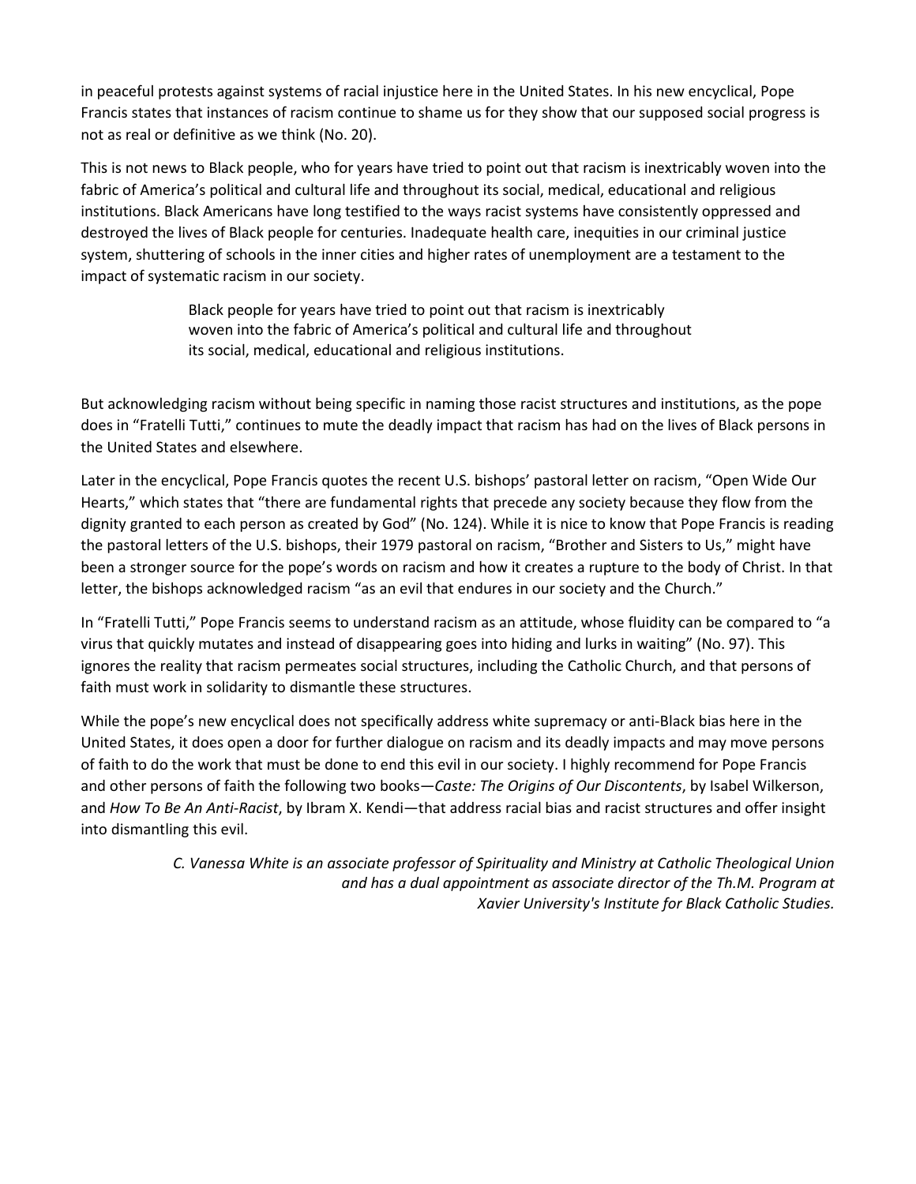in peaceful protests against systems of racial injustice here in the United States. In his new encyclical, Pope Francis states that instances of racism continue to shame us for they show that our supposed social progress is not as real or definitive as we think (No. 20).

This is not news to Black people, who for years have tried to point out that racism is inextricably woven into the fabric of America's political and cultural life and throughout its social, medical, educational and religious institutions. Black Americans have long testified to the ways racist systems have consistently oppressed and destroyed the lives of Black people for centuries. Inadequate health care, inequities in our criminal justice system, shuttering of schools in the inner cities and higher rates of unemployment are a testament to the impact of systematic racism in our society.

> Black people for years have tried to point out that racism is inextricably woven into the fabric of America's political and cultural life and throughout its social, medical, educational and religious institutions.

But acknowledging racism without being specific in naming those racist structures and institutions, as the pope does in "Fratelli Tutti," continues to mute the deadly impact that racism has had on the lives of Black persons in the United States and elsewhere.

Later in the encyclical, Pope Francis quotes the recent U.S. bishops' pastoral letter on racism, "Open Wide Our Hearts," which states that "there are fundamental rights that precede any society because they flow from the dignity granted to each person as created by God" (No. 124). While it is nice to know that Pope Francis is reading the pastoral letters of the U.S. bishops, their 1979 pastoral on racism, "Brother and Sisters to Us," might have been a stronger source for the pope's words on racism and how it creates a rupture to the body of Christ. In that letter, the bishops acknowledged racism "as an evil that endures in our society and the Church."

In "Fratelli Tutti," Pope Francis seems to understand racism as an attitude, whose fluidity can be compared to "a virus that quickly mutates and instead of disappearing goes into hiding and lurks in waiting" (No. 97). This ignores the reality that racism permeates social structures, including the Catholic Church, and that persons of faith must work in solidarity to dismantle these structures.

While the pope's new encyclical does not specifically address white supremacy or anti-Black bias here in the United States, it does open a door for further dialogue on racism and its deadly impacts and may move persons of faith to do the work that must be done to end this evil in our society. I highly recommend for Pope Francis and other persons of faith the following two books—*Caste: The Origins of Our Discontents*, by Isabel Wilkerson, and *How To Be An Anti-Racist*, by Ibram X. Kendi—that address racial bias and racist structures and offer insight into dismantling this evil.

*C. Vanessa White is an associate professor of Spirituality and Ministry at Catholic Theological Union and has a dual appointment as associate director of the Th.M. Program at Xavier University's Institute for Black Catholic Studies.*